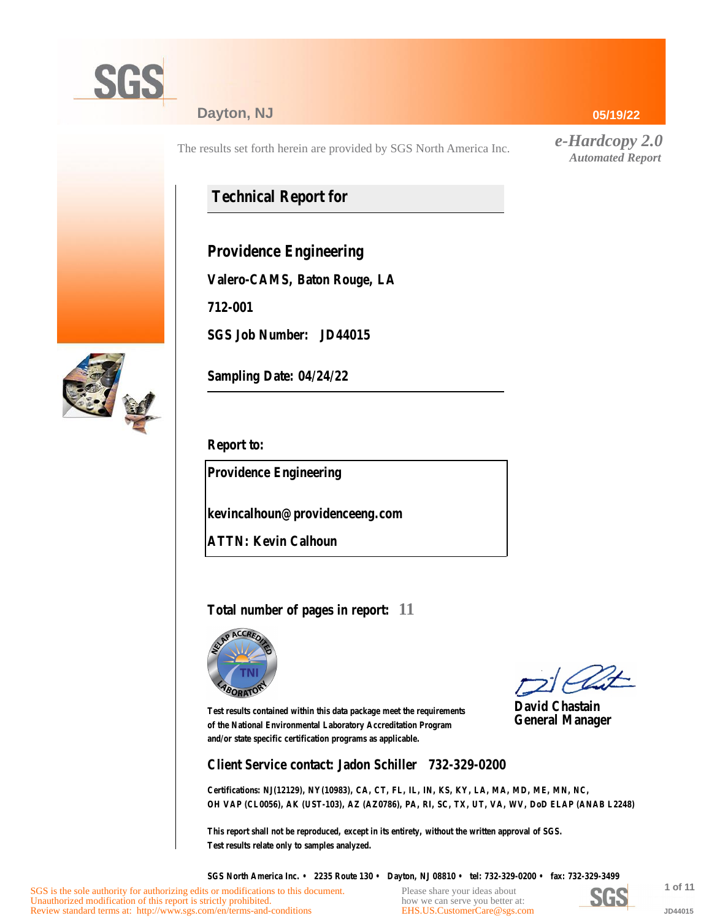SGS

Dayton, NJ

05/19/22

The results set forth herein are provided by SGS North America Inc.

*e-Hardcopy 2.0*
*Automated Report*

## Technical Report for

**Providence Engineering**

**Valero-CAMS, Baton Rouge, LA**

**712-001**

**SGS Job Number: JD44015**

**Sampling Date: 04/24/22**

**Report to:**

**Providence Engineering**

**kevincalhoun@providenceeng.com**

**ATTN: Kevin Calhoun**

**Total number of pages in report: 11**

Test results contained within this data package meet the requirements of the National Environmental Laboratory Accreditation Program and/or state specific certification programs as applicable.

**David Chastain**
**General Manager**

**Client Service contact: Jadon Schiller 732-329-0200**

Certifications: NJ(12129), NY(10983), CA, CT, FL, IL, IN, KS, KY, LA, MA, MD, ME, MN, NC, OH VAP (CL0056), AK (UST-103), AZ (AZ0786), PA, RI, SC, TX, UT, VA, WV, DoD ELAP (ANAB L2248)

This report shall not be reproduced, except in its entirety, without the written approval of SGS.
Test results relate only to samples analyzed.

SGS North America Inc. • 2235 Route 130 • Dayton, NJ 08810 • tel: 732-329-0200 • fax: 732-329-3499

SGS is the sole authority for authorizing edits or modifications to this document.
Unauthorized modification of this report is strictly prohibited.
Review standard terms at: http://www.sgs.com/en/terms-and-conditions

Please share your ideas about how we can serve you better at:
EHS.US.CustomerCare@sgs.com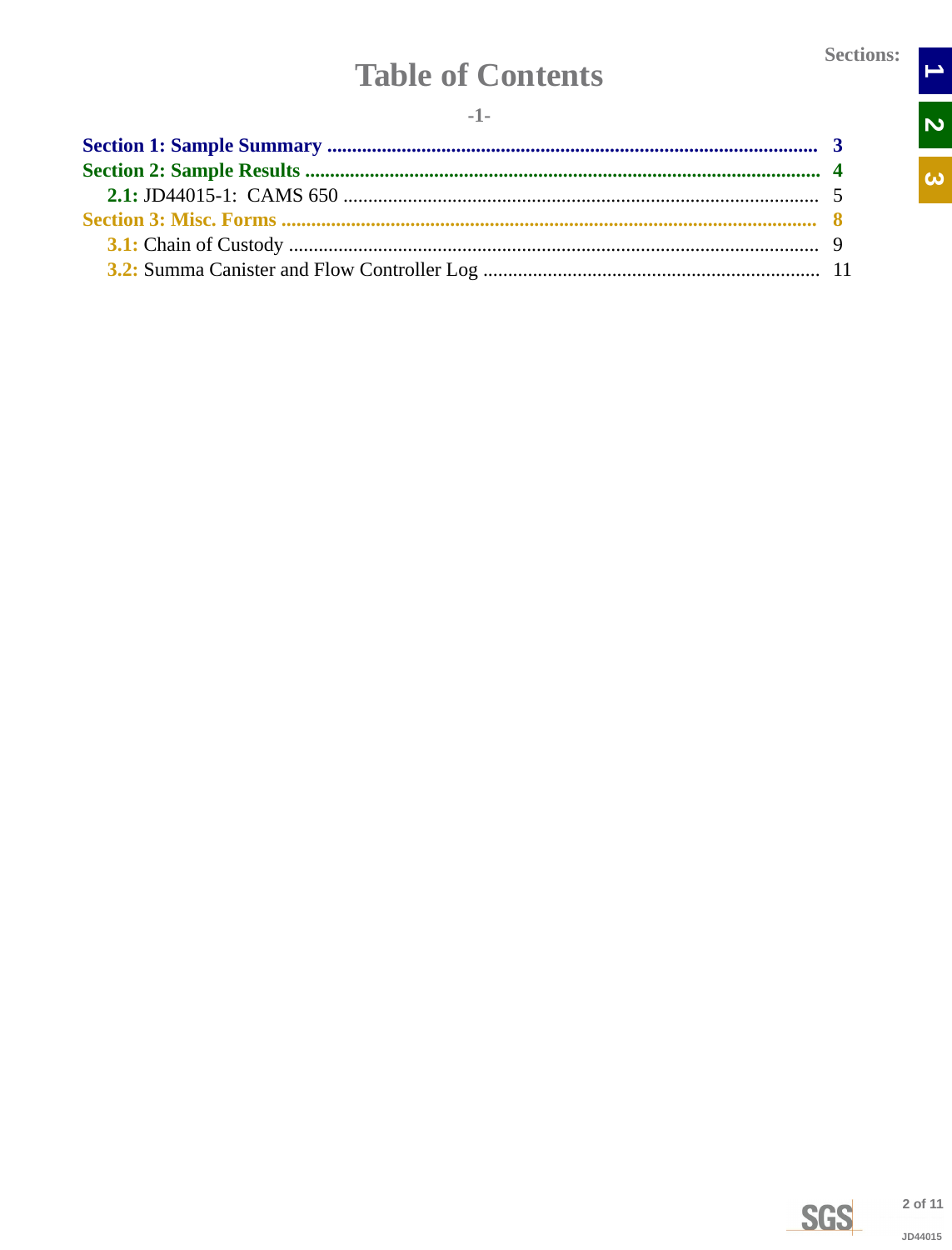# Table of Contents

-1-

**Section 1: Sample Summary** ........................................ **3**

**Section 2: Sample Results** ........................................ **4**

- **2.1:** JD44015-1: CAMS 650 ........................................ 5

**Section 3: Misc. Forms** ........................................ **8**

- **3.1:** Chain of Custody ........................................ 9
- **3.2:** Summa Canister and Flow Controller Log ........................................ 11

Sections: 1 2 3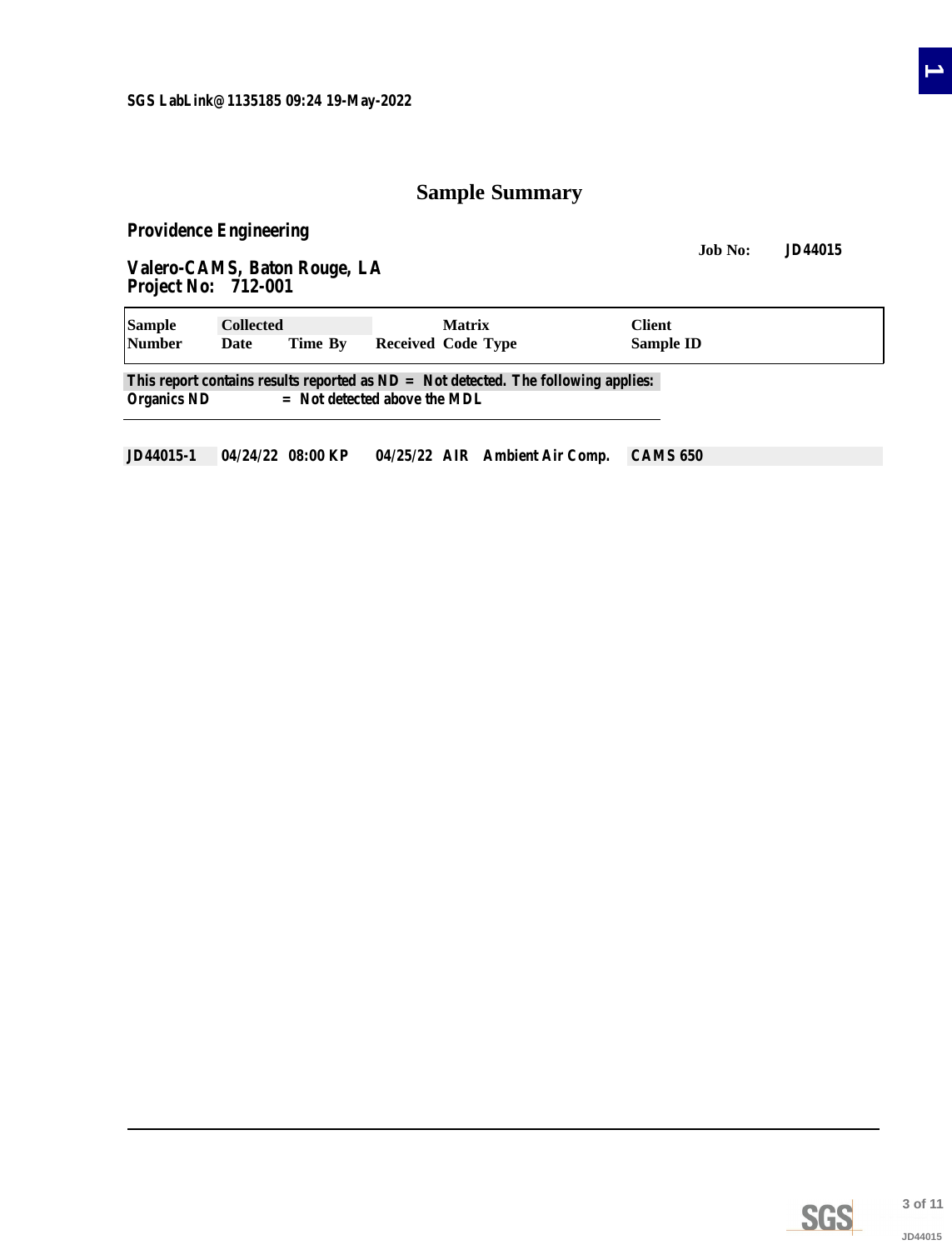SGS LabLink@1135185 09:24 19-May-2022

# Sample Summary

**Providence Engineering**

**Job No: JD44015**

**Valero-CAMS, Baton Rouge, LA**
**Project No: 712-001**

| Sample Number | Collected Date | Time | By | Received | Matrix Code | Type | Client Sample ID |
|---|---|---|---|---|---|---|---|
| JD44015-1 | 04/24/22 | 08:00 | KP | 04/25/22 | AIR | Ambient Air Comp. | CAMS 650 |

This report contains results reported as ND = Not detected. The following applies:
Organics ND = Not detected above the MDL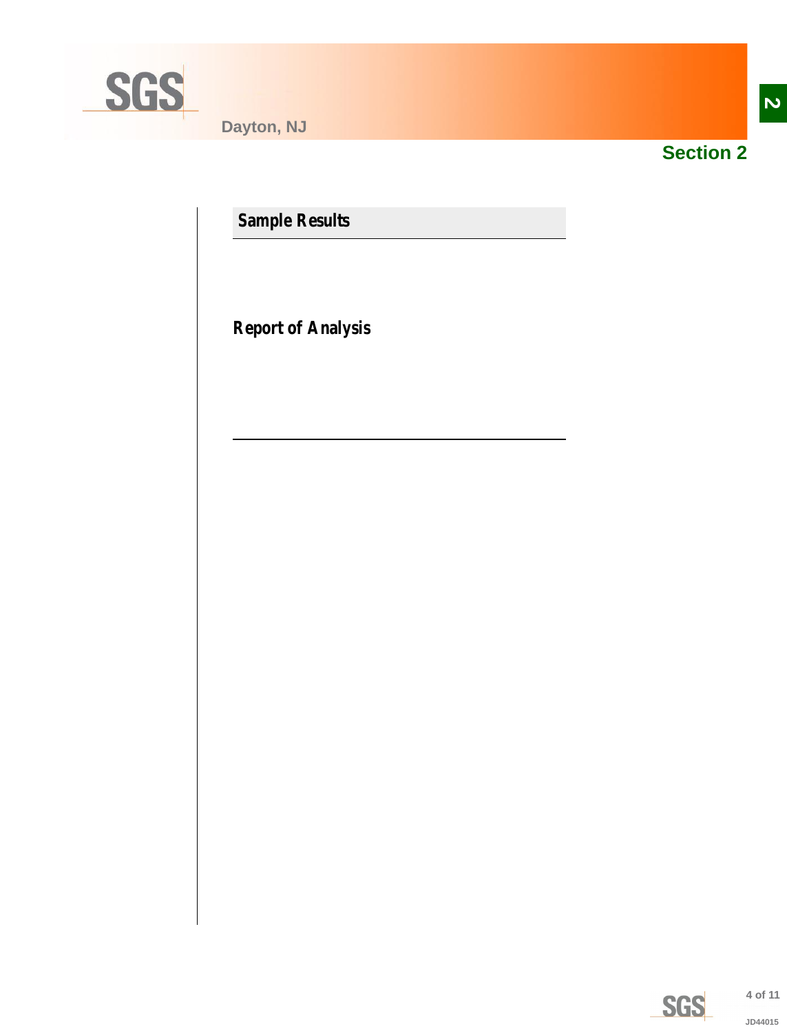## Section 2

## Sample Results

### Report of Analysis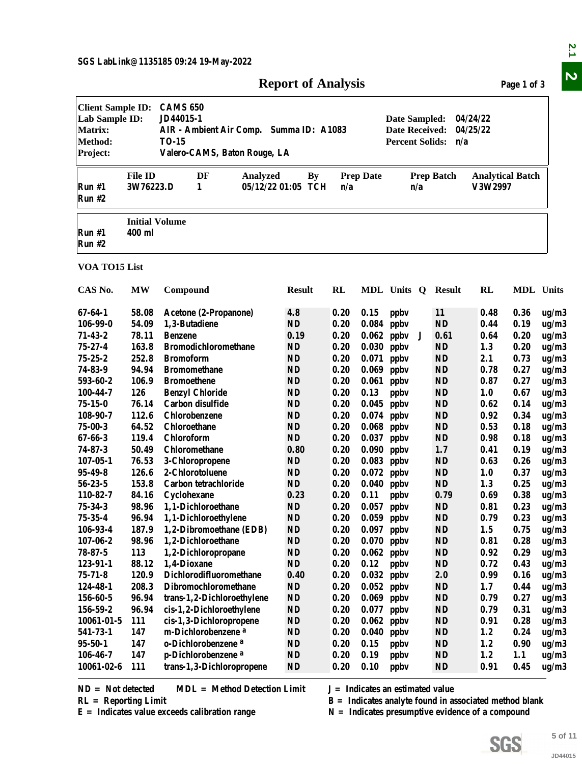SGS LabLink@1135185 09:24 19-May-2022

# Report of Analysis

| | | | |
|---|---|---|---|
| **Client Sample ID:** | CAMS 650 | | |
| **Lab Sample ID:** | JD44015-1 | **Date Sampled:** | 04/24/22 |
| **Matrix:** | AIR - Ambient Air Comp. Summa ID: A1083 | **Date Received:** | 04/25/22 |
| **Method:** | TO-15 | **Percent Solids:** | n/a |
| **Project:** | Valero-CAMS, Baton Rouge, LA | | |

| | File ID | DF | Analyzed | By | Prep Date | Prep Batch | Analytical Batch |
|---|---|---|---|---|---|---|---|
| Run #1 | 3W76223.D | 1 | 05/12/22 01:05 | TCH | n/a | n/a | V3W2997 |
| Run #2 | | | | | | | |

| | Initial Volume |
|---|---|
| Run #1 | 400 ml |
| Run #2 | |

**VOA TO15 List**

| CAS No. | MW | Compound | Result | RL | MDL | Units | Q | Result | RL | MDL | Units |
|---|---|---|---|---|---|---|---|---|---|---|---|
| 67-64-1 | 58.08 | Acetone (2-Propanone) | 4.8 | 0.20 | 0.15 | ppbv | | 11 | 0.48 | 0.36 | ug/m3 |
| 106-99-0 | 54.09 | 1,3-Butadiene | ND | 0.20 | 0.084 | ppbv | | ND | 0.44 | 0.19 | ug/m3 |
| 71-43-2 | 78.11 | Benzene | 0.19 | 0.20 | 0.062 | ppbv | J | 0.61 | 0.64 | 0.20 | ug/m3 |
| 75-27-4 | 163.8 | Bromodichloromethane | ND | 0.20 | 0.030 | ppbv | | ND | 1.3 | 0.20 | ug/m3 |
| 75-25-2 | 252.8 | Bromoform | ND | 0.20 | 0.071 | ppbv | | ND | 2.1 | 0.73 | ug/m3 |
| 74-83-9 | 94.94 | Bromomethane | ND | 0.20 | 0.069 | ppbv | | ND | 0.78 | 0.27 | ug/m3 |
| 593-60-2 | 106.9 | Bromoethene | ND | 0.20 | 0.061 | ppbv | | ND | 0.87 | 0.27 | ug/m3 |
| 100-44-7 | 126 | Benzyl Chloride | ND | 0.20 | 0.13 | ppbv | | ND | 1.0 | 0.67 | ug/m3 |
| 75-15-0 | 76.14 | Carbon disulfide | ND | 0.20 | 0.045 | ppbv | | ND | 0.62 | 0.14 | ug/m3 |
| 108-90-7 | 112.6 | Chlorobenzene | ND | 0.20 | 0.074 | ppbv | | ND | 0.92 | 0.34 | ug/m3 |
| 75-00-3 | 64.52 | Chloroethane | ND | 0.20 | 0.068 | ppbv | | ND | 0.53 | 0.18 | ug/m3 |
| 67-66-3 | 119.4 | Chloroform | ND | 0.20 | 0.037 | ppbv | | ND | 0.98 | 0.18 | ug/m3 |
| 74-87-3 | 50.49 | Chloromethane | 0.80 | 0.20 | 0.090 | ppbv | | 1.7 | 0.41 | 0.19 | ug/m3 |
| 107-05-1 | 76.53 | 3-Chloropropene | ND | 0.20 | 0.083 | ppbv | | ND | 0.63 | 0.26 | ug/m3 |
| 95-49-8 | 126.6 | 2-Chlorotoluene | ND | 0.20 | 0.072 | ppbv | | ND | 1.0 | 0.37 | ug/m3 |
| 56-23-5 | 153.8 | Carbon tetrachloride | ND | 0.20 | 0.040 | ppbv | | ND | 1.3 | 0.25 | ug/m3 |
| 110-82-7 | 84.16 | Cyclohexane | 0.23 | 0.20 | 0.11 | ppbv | | 0.79 | 0.69 | 0.38 | ug/m3 |
| 75-34-3 | 98.96 | 1,1-Dichloroethane | ND | 0.20 | 0.057 | ppbv | | ND | 0.81 | 0.23 | ug/m3 |
| 75-35-4 | 96.94 | 1,1-Dichloroethylene | ND | 0.20 | 0.059 | ppbv | | ND | 0.79 | 0.23 | ug/m3 |
| 106-93-4 | 187.9 | 1,2-Dibromoethane (EDB) | ND | 0.20 | 0.097 | ppbv | | ND | 1.5 | 0.75 | ug/m3 |
| 107-06-2 | 98.96 | 1,2-Dichloroethane | ND | 0.20 | 0.070 | ppbv | | ND | 0.81 | 0.28 | ug/m3 |
| 78-87-5 | 113 | 1,2-Dichloropropane | ND | 0.20 | 0.062 | ppbv | | ND | 0.92 | 0.29 | ug/m3 |
| 123-91-1 | 88.12 | 1,4-Dioxane | ND | 0.20 | 0.12 | ppbv | | ND | 0.72 | 0.43 | ug/m3 |
| 75-71-8 | 120.9 | Dichlorodifluoromethane | 0.40 | 0.20 | 0.032 | ppbv | | 2.0 | 0.99 | 0.16 | ug/m3 |
| 124-48-1 | 208.3 | Dibromochloromethane | ND | 0.20 | 0.052 | ppbv | | ND | 1.7 | 0.44 | ug/m3 |
| 156-60-5 | 96.94 | trans-1,2-Dichloroethylene | ND | 0.20 | 0.069 | ppbv | | ND | 0.79 | 0.27 | ug/m3 |
| 156-59-2 | 96.94 | cis-1,2-Dichloroethylene | ND | 0.20 | 0.077 | ppbv | | ND | 0.79 | 0.31 | ug/m3 |
| 10061-01-5 | 111 | cis-1,3-Dichloropropene | ND | 0.20 | 0.062 | ppbv | | ND | 0.91 | 0.28 | ug/m3 |
| 541-73-1 | 147 | m-Dichlorobenzene [a] | ND | 0.20 | 0.040 | ppbv | | ND | 1.2 | 0.24 | ug/m3 |
| 95-50-1 | 147 | o-Dichlorobenzene [a] | ND | 0.20 | 0.15 | ppbv | | ND | 1.2 | 0.90 | ug/m3 |
| 106-46-7 | 147 | p-Dichlorobenzene [a] | ND | 0.20 | 0.19 | ppbv | | ND | 1.2 | 1.1 | ug/m3 |
| 10061-02-6 | 111 | trans-1,3-Dichloropropene | ND | 0.20 | 0.10 | ppbv | | ND | 0.91 | 0.45 | ug/m3 |

ND = Not detected  MDL = Method Detection Limit  J = Indicates an estimated value
RL = Reporting Limit  B = Indicates analyte found in associated method blank
E = Indicates value exceeds calibration range  N = Indicates presumptive evidence of a compound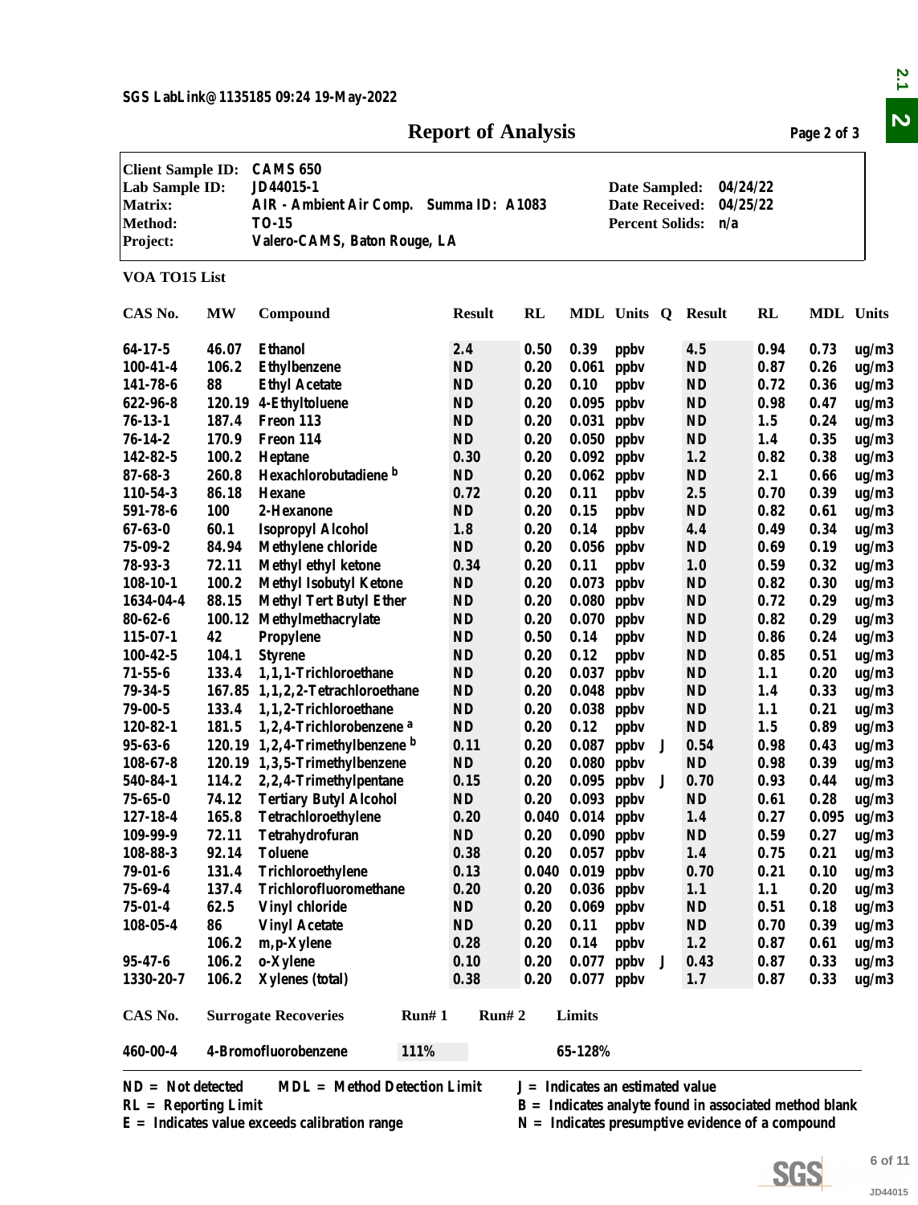SGS LabLink@1135185 09:24 19-May-2022

# Report of Analysis

| | | | |
|---|---|---|---|
| **Client Sample ID:** | CAMS 650 | | |
| **Lab Sample ID:** | JD44015-1 | **Date Sampled:** | 04/24/22 |
| **Matrix:** | AIR - Ambient Air Comp. Summa ID: A1083 | **Date Received:** | 04/25/22 |
| **Method:** | TO-15 | **Percent Solids:** | n/a |
| **Project:** | Valero-CAMS, Baton Rouge, LA | | |

**VOA TO15 List**

| CAS No. | MW | Compound | Result | RL | MDL | Units | Q | Result | RL | MDL | Units |
|---|---|---|---|---|---|---|---|---|---|---|---|
| 64-17-5 | 46.07 | Ethanol | 2.4 | 0.50 | 0.39 | ppbv | | 4.5 | 0.94 | 0.73 | ug/m3 |
| 100-41-4 | 106.2 | Ethylbenzene | ND | 0.20 | 0.061 | ppbv | | ND | 0.87 | 0.26 | ug/m3 |
| 141-78-6 | 88 | Ethyl Acetate | ND | 0.20 | 0.10 | ppbv | | ND | 0.72 | 0.36 | ug/m3 |
| 622-96-8 | 120.19 | 4-Ethyltoluene | ND | 0.20 | 0.095 | ppbv | | ND | 0.98 | 0.47 | ug/m3 |
| 76-13-1 | 187.4 | Freon 113 | ND | 0.20 | 0.031 | ppbv | | ND | 1.5 | 0.24 | ug/m3 |
| 76-14-2 | 170.9 | Freon 114 | ND | 0.20 | 0.050 | ppbv | | ND | 1.4 | 0.35 | ug/m3 |
| 142-82-5 | 100.2 | Heptane | 0.30 | 0.20 | 0.092 | ppbv | | 1.2 | 0.82 | 0.38 | ug/m3 |
| 87-68-3 | 260.8 | Hexachlorobutadiene [b] | ND | 0.20 | 0.062 | ppbv | | ND | 2.1 | 0.66 | ug/m3 |
| 110-54-3 | 86.18 | Hexane | 0.72 | 0.20 | 0.11 | ppbv | | 2.5 | 0.70 | 0.39 | ug/m3 |
| 591-78-6 | 100 | 2-Hexanone | ND | 0.20 | 0.15 | ppbv | | ND | 0.82 | 0.61 | ug/m3 |
| 67-63-0 | 60.1 | Isopropyl Alcohol | 1.8 | 0.20 | 0.14 | ppbv | | 4.4 | 0.49 | 0.34 | ug/m3 |
| 75-09-2 | 84.94 | Methylene chloride | ND | 0.20 | 0.056 | ppbv | | ND | 0.69 | 0.19 | ug/m3 |
| 78-93-3 | 72.11 | Methyl ethyl ketone | 0.34 | 0.20 | 0.11 | ppbv | | 1.0 | 0.59 | 0.32 | ug/m3 |
| 108-10-1 | 100.2 | Methyl Isobutyl Ketone | ND | 0.20 | 0.073 | ppbv | | ND | 0.82 | 0.30 | ug/m3 |
| 1634-04-4 | 88.15 | Methyl Tert Butyl Ether | ND | 0.20 | 0.080 | ppbv | | ND | 0.72 | 0.29 | ug/m3 |
| 80-62-6 | 100.12 | Methylmethacrylate | ND | 0.20 | 0.070 | ppbv | | ND | 0.82 | 0.29 | ug/m3 |
| 115-07-1 | 42 | Propylene | ND | 0.50 | 0.14 | ppbv | | ND | 0.86 | 0.24 | ug/m3 |
| 100-42-5 | 104.1 | Styrene | ND | 0.20 | 0.12 | ppbv | | ND | 0.85 | 0.51 | ug/m3 |
| 71-55-6 | 133.4 | 1,1,1-Trichloroethane | ND | 0.20 | 0.037 | ppbv | | ND | 1.1 | 0.20 | ug/m3 |
| 79-34-5 | 167.85 | 1,1,2,2-Tetrachloroethane | ND | 0.20 | 0.048 | ppbv | | ND | 1.4 | 0.33 | ug/m3 |
| 79-00-5 | 133.4 | 1,1,2-Trichloroethane | ND | 0.20 | 0.038 | ppbv | | ND | 1.1 | 0.21 | ug/m3 |
| 120-82-1 | 181.5 | 1,2,4-Trichlorobenzene [a] | ND | 0.20 | 0.12 | ppbv | | ND | 1.5 | 0.89 | ug/m3 |
| 95-63-6 | 120.19 | 1,2,4-Trimethylbenzene [b] | 0.11 | 0.20 | 0.087 | ppbv | J | 0.54 | 0.98 | 0.43 | ug/m3 |
| 108-67-8 | 120.19 | 1,3,5-Trimethylbenzene | ND | 0.20 | 0.080 | ppbv | | ND | 0.98 | 0.39 | ug/m3 |
| 540-84-1 | 114.2 | 2,2,4-Trimethylpentane | 0.15 | 0.20 | 0.095 | ppbv | J | 0.70 | 0.93 | 0.44 | ug/m3 |
| 75-65-0 | 74.12 | Tertiary Butyl Alcohol | ND | 0.20 | 0.093 | ppbv | | ND | 0.61 | 0.28 | ug/m3 |
| 127-18-4 | 165.8 | Tetrachloroethylene | 0.20 | 0.040 | 0.014 | ppbv | | 1.4 | 0.27 | 0.095 | ug/m3 |
| 109-99-9 | 72.11 | Tetrahydrofuran | ND | 0.20 | 0.090 | ppbv | | ND | 0.59 | 0.27 | ug/m3 |
| 108-88-3 | 92.14 | Toluene | 0.38 | 0.20 | 0.057 | ppbv | | 1.4 | 0.75 | 0.21 | ug/m3 |
| 79-01-6 | 131.4 | Trichloroethylene | 0.13 | 0.040 | 0.019 | ppbv | | 0.70 | 0.21 | 0.10 | ug/m3 |
| 75-69-4 | 137.4 | Trichlorofluoromethane | 0.20 | 0.20 | 0.036 | ppbv | | 1.1 | 1.1 | 0.20 | ug/m3 |
| 75-01-4 | 62.5 | Vinyl chloride | ND | 0.20 | 0.069 | ppbv | | ND | 0.51 | 0.18 | ug/m3 |
| 108-05-4 | 86 | Vinyl Acetate | ND | 0.20 | 0.11 | ppbv | | ND | 0.70 | 0.39 | ug/m3 |
| | 106.2 | m,p-Xylene | 0.28 | 0.20 | 0.14 | ppbv | | 1.2 | 0.87 | 0.61 | ug/m3 |
| 95-47-6 | 106.2 | o-Xylene | 0.10 | 0.20 | 0.077 | ppbv | J | 0.43 | 0.87 | 0.33 | ug/m3 |
| 1330-20-7 | 106.2 | Xylenes (total) | 0.38 | 0.20 | 0.077 | ppbv | | 1.7 | 0.87 | 0.33 | ug/m3 |

| CAS No. | Surrogate Recoveries | Run# 1 | Run# 2 | Limits |
|---|---|---|---|---|
| 460-00-4 | 4-Bromofluorobenzene | 111% | | 65-128% |

ND = Not detected     MDL = Method Detection Limit     J = Indicates an estimated value
RL = Reporting Limit     B = Indicates analyte found in associated method blank
E = Indicates value exceeds calibration range     N = Indicates presumptive evidence of a compound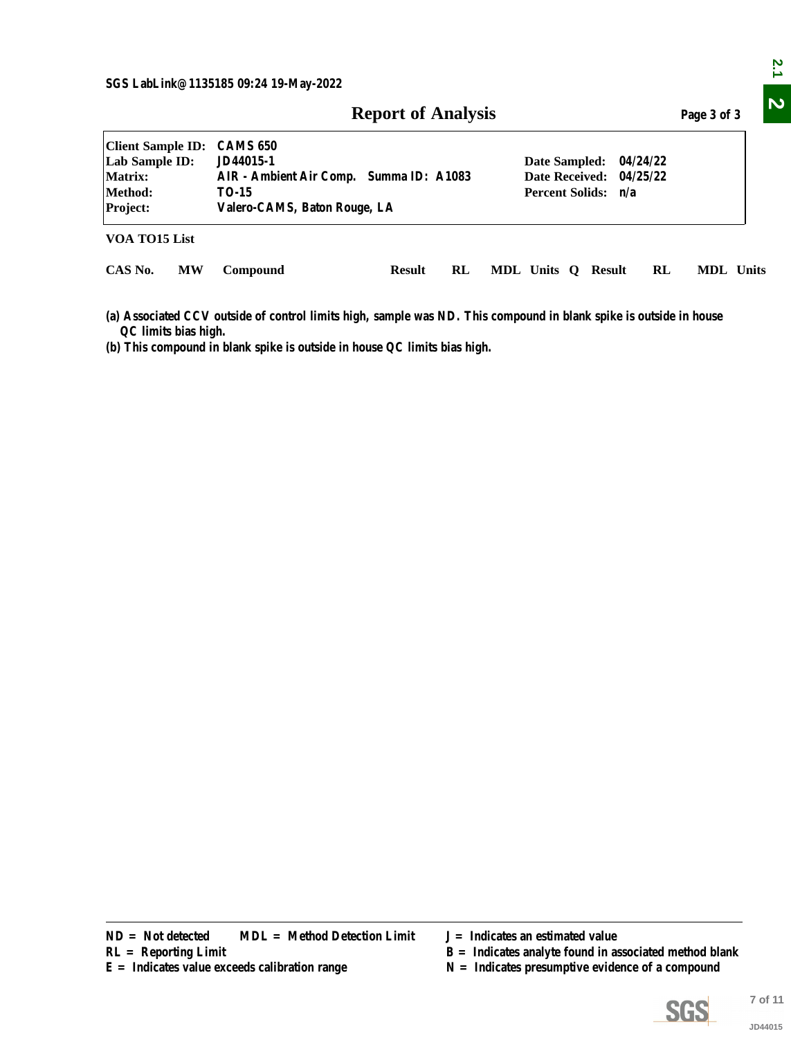SGS LabLink@1135185 09:24 19-May-2022

# Report of Analysis

| | | | |
|---|---|---|---|
| **Client Sample ID:** | CAMS 650 | | |
| **Lab Sample ID:** | JD44015-1 | **Date Sampled:** | 04/24/22 |
| **Matrix:** | AIR - Ambient Air Comp. Summa ID: A1083 | **Date Received:** | 04/25/22 |
| **Method:** | TO-15 | **Percent Solids:** | n/a |
| **Project:** | Valero-CAMS, Baton Rouge, LA | | |

**VOA TO15 List**

| CAS No. | MW | Compound | Result | RL | MDL | Units | Q | Result | RL | MDL | Units |
|---|---|---|---|---|---|---|---|---|---|---|---|

(a) Associated CCV outside of control limits high, sample was ND. This compound in blank spike is outside in house QC limits bias high.

(b) This compound in blank spike is outside in house QC limits bias high.

ND = Not detected    MDL = Method Detection Limit
RL = Reporting Limit
E = Indicates value exceeds calibration range
J = Indicates an estimated value
B = Indicates analyte found in associated method blank
N = Indicates presumptive evidence of a compound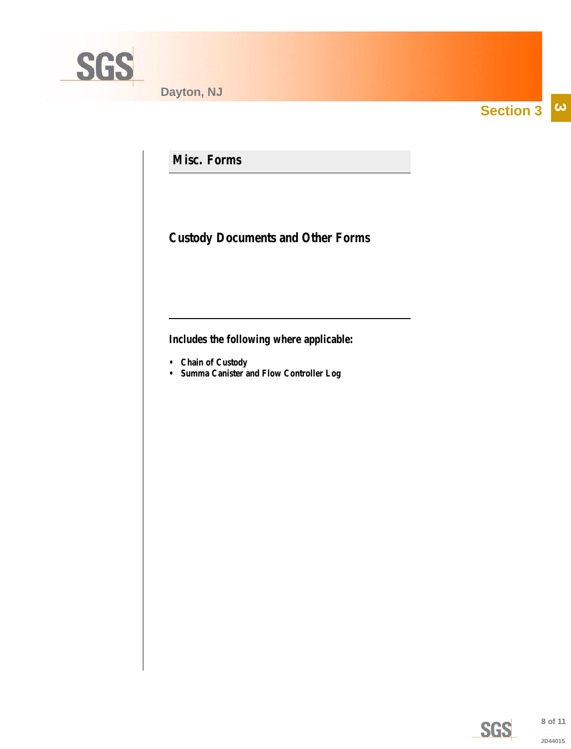Dayton, NJ

# Section 3

## Misc. Forms

### Custody Documents and Other Forms

**Includes the following where applicable:**

- **Chain of Custody**
- **Summa Canister and Flow Controller Log**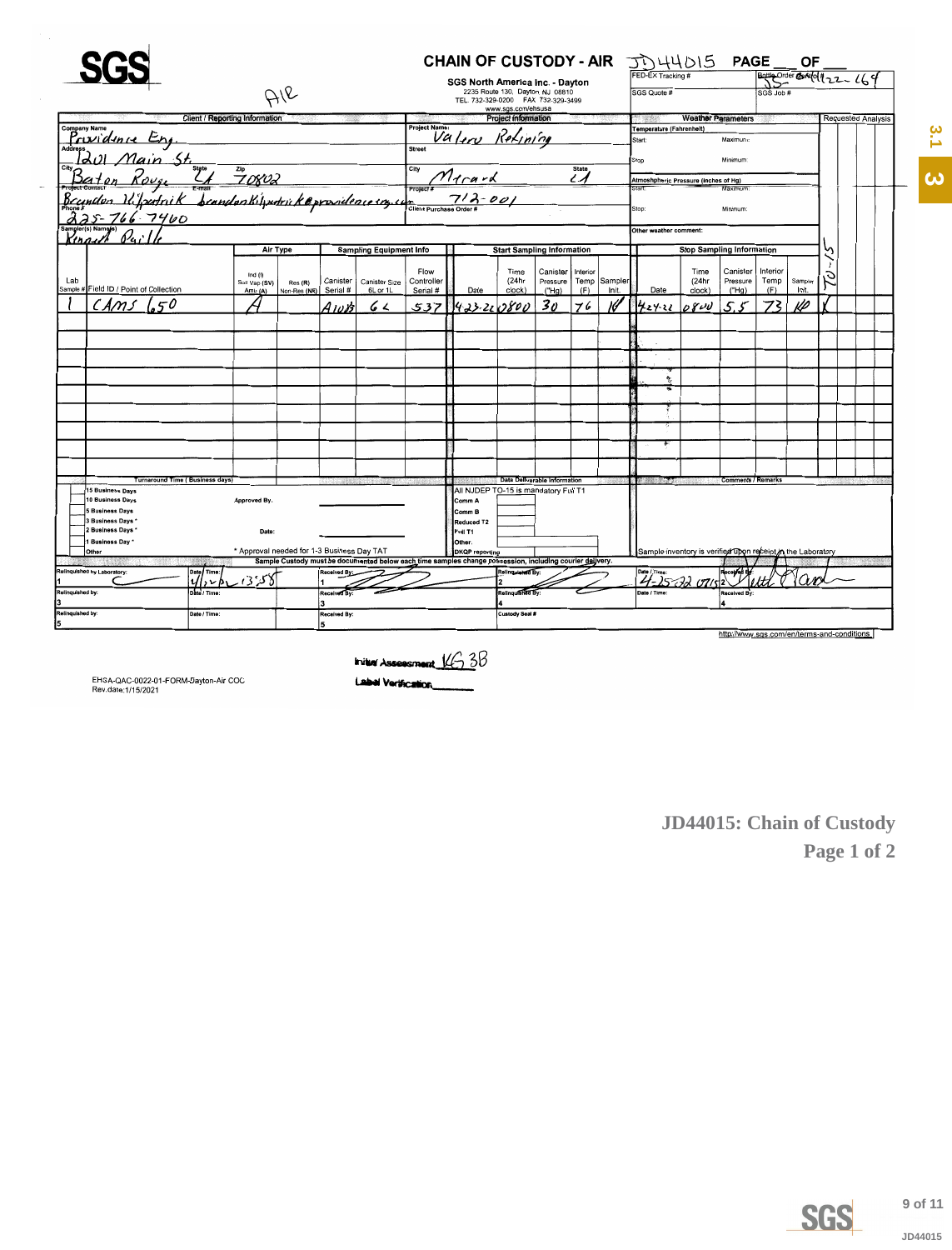# SGS

AIR

## CHAIN OF CUSTODY - AIR

JD44015 PAGE ___ OF ___

**SGS North America Inc. - Dayton**
2235 Route 130, Dayton NJ 08810
TEL. 732-329-0200 FAX 732-329-3499
www.sgs.com/ehsusa

FED-EX Tracking #: 
Bottle Order Control #: 4/22-164

SGS Quote #: 
SGS Job #: 

| Client / Reporting Information | | Project Information | | Weather Parameters | |
|---|---|---|---|---|---|
| Company Name: Providence Eng. | | Project Name: Valero Refining | | Temperature (Fahrenheit) | |
| Address: 1201 Main St. | | Street: | | Start: | Maximum: |
| City: Baton Rouge | State: LA Zip: 70802 | City: Meraux | State: LA | Stop: | Minimum: |
| Project Contact: Brandon Kilpatrick | E-mail: brandon.kilpatrick@providenceeng.com | Project #: 712-001 | | Atmospheric Pressure (inches of Hg) | |
| Phone #: 225-766-7460 | | Client Purchase Order #: | | Start: | Maximum: |
| Sampler(s) Name(s): Kenneth Baille | | | | Stop: | Minimum: |
| | | | | Other weather comment: | |

| Lab Sample # | Field ID / Point of Collection | Air Type: Ind (I) Soil Vap (SV) Amb (A) | Res (R) Non-Res (NR) | Canister Serial # | Canister Size 6L or 1L | Flow Controller Serial # | Start Date | Start Time (24hr clock) | Start Canister Pressure ("Hg) | Start Interior Temp (F) | Start Sampler Init. | Stop Date | Stop Time (24hr clock) | Stop Canister Pressure ("Hg) | Stop Interior Temp (F) | Stop Sampler Init. | TO-15 |
|---|---|---|---|---|---|---|---|---|---|---|---|---|---|---|---|---|---|
| 1 | CAMS 650 | A | | A1013 | 6L | 537 | 4-23-22 | 0800 | 30 | 76 | KB | 4-24-22 | 0800 | 5.5 | 73 | KB | X |

| Turnaround Time (Business days) | | Data Deliverable Information | Comments / Remarks |
|---|---|---|---|
| 15 Business Days | Approved By: | All NJDEP TO-15 is mandatory Full T1 | |
| 10 Business Days | | Comm A | |
| 5 Business Days | | Comm B | |
| 3 Business Days * | | Reduced T2 | |
| 2 Business Days * | Date: | Full T1 | |
| 1 Business Day * | | Other: | |
| Other | * Approval needed for 1-3 Business Day TAT | DKQP reporting | Sample inventory is verified upon receipt in the Laboratory |

**Sample Custody must be documented below each time samples change possession, including courier delivery.**

| Relinquished by Laboratory: | Date / Time: | Received By: | Relinquished By: | Date / Time: | Received By: |
|---|---|---|---|---|---|
| 1 | 4/21/22 13:55 | 1 | 2 | 4-25-22 0715 | 2 |
| Relinquished by: | Date / Time: | Received By: | Relinquished By: | Date / Time: | Received By: |
| 3 | | 3 | 4 | | 4 |
| Relinquished by: | Date / Time: | Received By: | Custody Seal # | | |
| 5 | | 5 | | | |

http://www.sgs.com/en/terms-and-conditions

Initial Assessment: KG 3B
Label Verification: ______

EHSA-QAC-0022-01-FORM-Dayton-Air COC
Rev.date:1/15/2021

**JD44015: Chain of Custody**
**Page 1 of 2**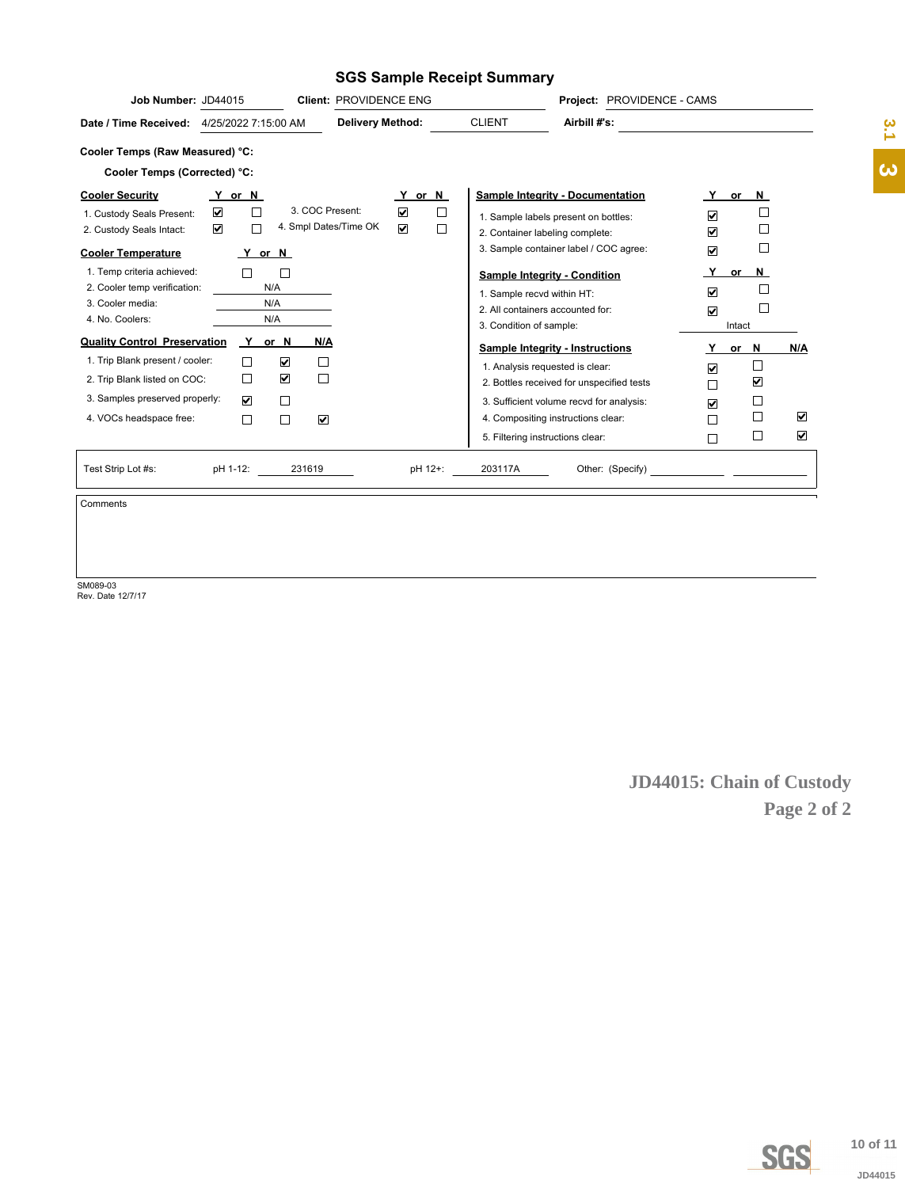# SGS Sample Receipt Summary

**Job Number:** JD44015 **Client:** PROVIDENCE ENG **Project:** PROVIDENCE - CAMS

**Date / Time Received:** 4/25/2022 7:15:00 AM **Delivery Method:** CLIENT **Airbill #'s:**

**Cooler Temps (Raw Measured) °C:**

**Cooler Temps (Corrected) °C:**

| Cooler Security | Y | N | | Y | N |
|---|---|---|---|---|---|
| 1. Custody Seals Present: | ☑ | ☐ | 3. COC Present: | ☑ | ☐ |
| 2. Custody Seals Intact: | ☑ | ☐ | 4. Smpl Dates/Time OK | ☑ | ☐ |

| Cooler Temperature | Y | N |
|---|---|---|
| 1. Temp criteria achieved: | ☐ | ☐ |
| 2. Cooler temp verification: | N/A | |
| 3. Cooler media: | N/A | |
| 4. No. Coolers: | N/A | |

| Quality Control Preservation | Y | N | N/A |
|---|---|---|---|
| 1. Trip Blank present / cooler: | ☐ | ☑ | ☐ |
| 2. Trip Blank listed on COC: | ☐ | ☑ | ☐ |
| 3. Samples preserved properly: | ☑ | ☐ | |
| 4. VOCs headspace free: | ☐ | ☐ | ☑ |

| Sample Integrity - Documentation | Y | N |
|---|---|---|
| 1. Sample labels present on bottles: | ☑ | ☐ |
| 2. Container labeling complete: | ☑ | ☐ |
| 3. Sample container label / COC agree: | ☑ | ☐ |

| Sample Integrity - Condition | Y | N |
|---|---|---|
| 1. Sample recvd within HT: | ☑ | ☐ |
| 2. All containers accounted for: | ☑ | ☐ |
| 3. Condition of sample: | Intact | |

| Sample Integrity - Instructions | Y | N | N/A |
|---|---|---|---|
| 1. Analysis requested is clear: | ☑ | ☐ | |
| 2. Bottles received for unspecified tests | ☐ | ☑ | |
| 3. Sufficient volume recvd for analysis: | ☑ | ☐ | |
| 4. Compositing instructions clear: | ☐ | ☐ | ☑ |
| 5. Filtering instructions clear: | ☐ | ☐ | ☑ |

Test Strip Lot #s: pH 1-12: 231619 pH 12+: 203117A Other: (Specify)

Comments

SM089-03
Rev. Date 12/7/17

JD44015: Chain of Custody
Page 2 of 2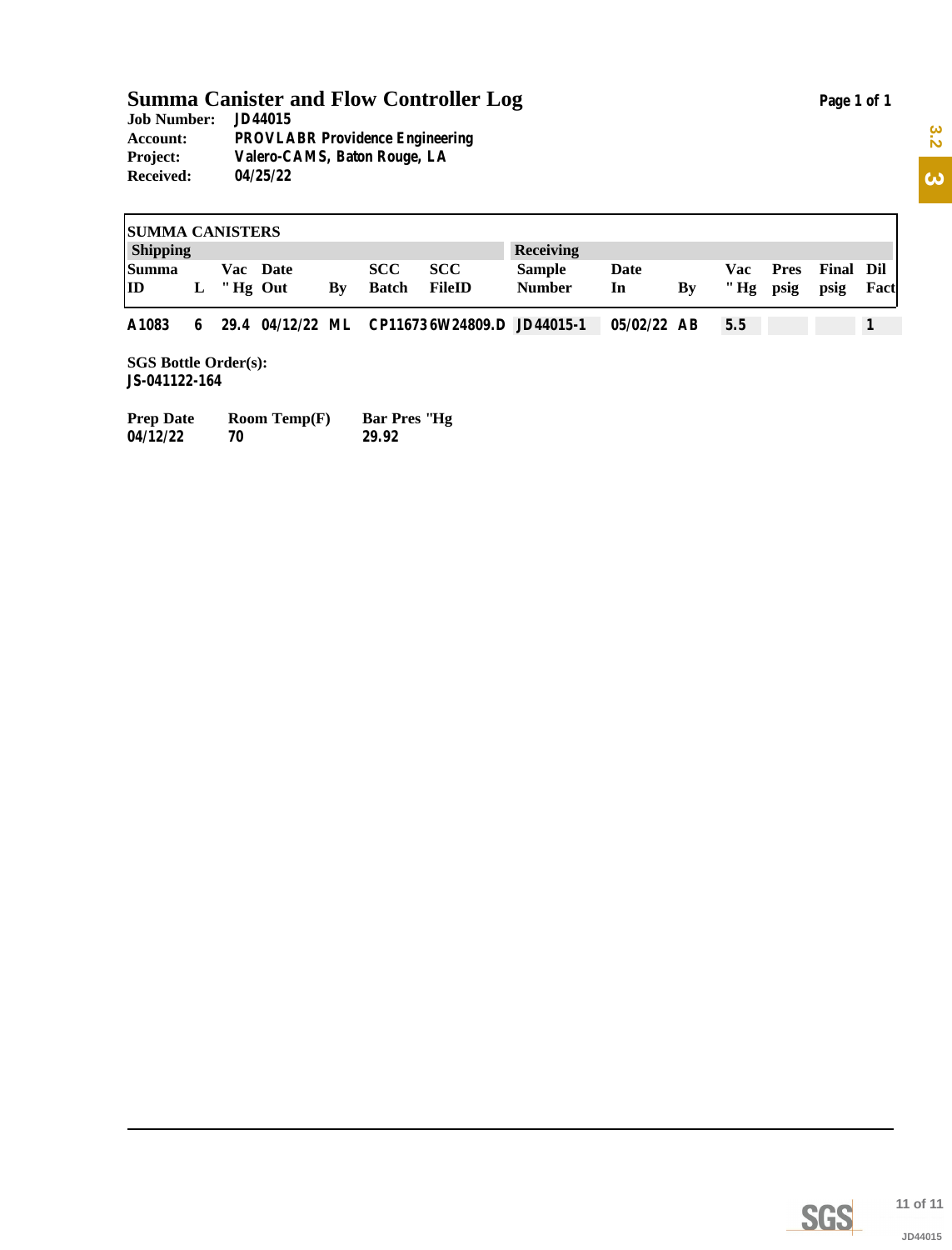# Summa Canister and Flow Controller Log

**Job Number:** JD44015
**Account:** PROVLABR Providence Engineering
**Project:** Valero-CAMS, Baton Rouge, LA
**Received:** 04/25/22

**SUMMA CANISTERS**

| Shipping | | | | | | | Receiving | | | | | | |
|---|---|---|---|---|---|---|---|---|---|---|---|---|---|
| Summa ID | L | Vac " Hg | Date Out | By | SCC Batch | SCC FileID | Sample Number | Date In | By | Vac " Hg | Pres psig | Final psig | Dil Fact |
| A1083 | 6 | 29.4 | 04/12/22 | ML | CP11673 | 6W24809.D | JD44015-1 | 05/02/22 | AB | 5.5 | | | 1 |

**SGS Bottle Order(s):**
JS-041122-164

| Prep Date | Room Temp(F) | Bar Pres "Hg |
|---|---|---|
| 04/12/22 | 70 | 29.92 |